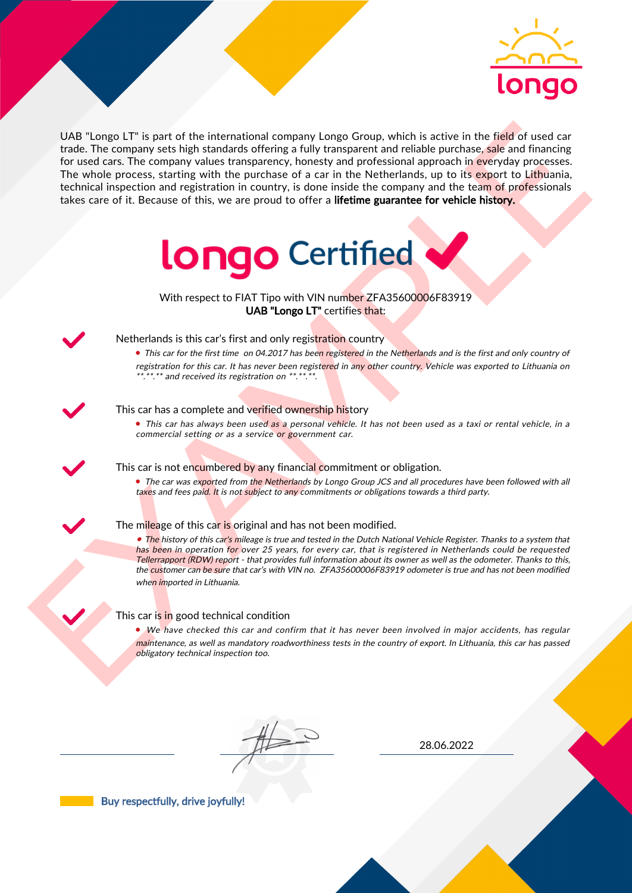UAB "Longo LT" is part of the international company Longo Group, which is active in the field of used car trade. The company sets high standards offering a fully transparent and reliable purchase, sale and financing for used cars. The company values transparency, honesty and professional approach in everyday processes. The whole process, starting with the purchase of a car in the Netherlands, up to its export to Lithuania, technical inspection and registration in country, is done inside the company and the team of professionals takes care of it. Because of this, we are proud to offer a **lifetime guarantee for vehicle history.**

# longo Certified

With respect to FIAT Tipo with VIN number ZFA35600006F83919
**UAB "Longo LT"** certifies that:

## Netherlands is this car's first and only registration country

- *This car for the first time on 04.2017 has been registered in the Netherlands and is the first and only country of registration for this car. It has never been registered in any other country. Vehicle was exported to Lithuania on \*\*.\*\*.\*\* and received its registration on \*\*.\*\*.\*\*.*

## This car has a complete and verified ownership history

- *This car has always been used as a personal vehicle. It has not been used as a taxi or rental vehicle, in a commercial setting or as a service or government car.*

## This car is not encumbered by any financial commitment or obligation.

- *The car was exported from the Netherlands by Longo Group JCS and all procedures have been followed with all taxes and fees paid. It is not subject to any commitments or obligations towards a third party.*

## The mileage of this car is original and has not been modified.

- *The history of this car's mileage is true and tested in the Dutch National Vehicle Register. Thanks to a system that has been in operation for over 25 years, for every car, that is registered in Netherlands could be requested Tellerrapport (RDW) report - that provides full information about its owner as well as the odometer. Thanks to this, the customer can be sure that car's with VIN no. ZFA35600006F83919 odometer is true and has not been modified when imported in Lithuania.*

## This car is in good technical condition

- *We have checked this car and confirm that it has never been involved in major accidents, has regular maintenance, as well as mandatory roadworthiness tests in the country of export. In Lithuania, this car has passed obligatory technical inspection too.*

28.06.2022

**Buy respectfully, drive joyfully!**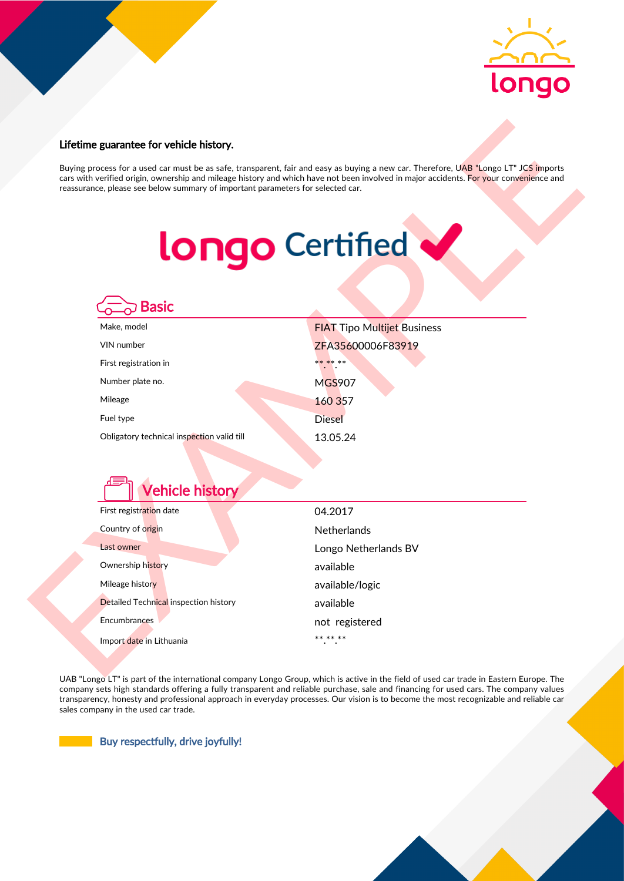**Lifetime guarantee for vehicle history.**

Buying process for a used car must be as safe, transparent, fair and easy as buying a new car. Therefore, UAB "Longo LT" JCS imports cars with verified origin, ownership and mileage history and which have not been involved in major accidents. For your convenience and reassurance, please see below summary of important parameters for selected car.

# longo Certified

## Basic

| | |
|---|---|
| Make, model | FIAT Tipo Multijet Business |
| VIN number | ZFA35600006F83919 |
| First registration in | **.**.** |
| Number plate no. | MGS907 |
| Mileage | 160 357 |
| Fuel type | Diesel |
| Obligatory technical inspection valid till | 13.05.24 |

## Vehicle history

| | |
|---|---|
| First registration date | 04.2017 |
| Country of origin | Netherlands |
| Last owner | Longo Netherlands BV |
| Ownership history | available |
| Mileage history | available/logic |
| Detailed Technical inspection history | available |
| Encumbrances | not registered |
| Import date in Lithuania | **.**.** |

UAB "Longo LT" is part of the international company Longo Group, which is active in the field of used car trade in Eastern Europe. The company sets high standards offering a fully transparent and reliable purchase, sale and financing for used cars. The company values transparency, honesty and professional approach in everyday processes. Our vision is to become the most recognizable and reliable car sales company in the used car trade.

**Buy respectfully, drive joyfully!**